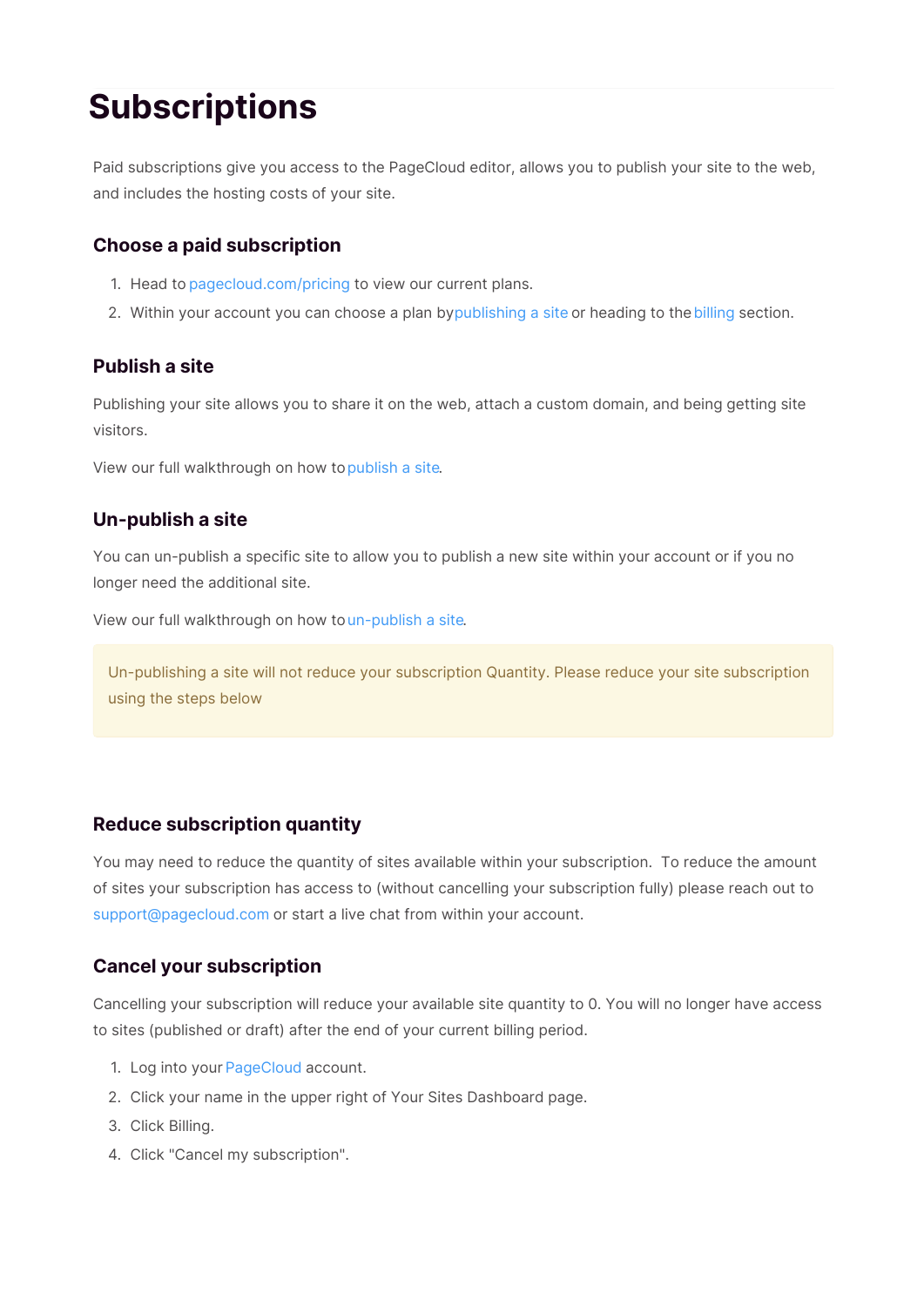# Subscriptions

Paid subscriptions give you access to the PageCloud editor, allows you to publish your site to the web, and includes the hosting costs of your site.

## Choose a paid subscription

1. Head to pagecloud.com/pricing to view our current plans.
2. Within your account you can choose a plan by publishing a site or heading to the billing section.

## Publish a site

Publishing your site allows you to share it on the web, attach a custom domain, and being getting site visitors.

View our full walkthrough on how to publish a site.

## Un-publish a site

You can un-publish a specific site to allow you to publish a new site within your account or if you no longer need the additional site.

View our full walkthrough on how to un-publish a site.

> Un-publishing a site will not reduce your subscription Quantity. Please reduce your site subscription using the steps below

## Reduce subscription quantity

You may need to reduce the quantity of sites available within your subscription. To reduce the amount of sites your subscription has access to (without cancelling your subscription fully) please reach out to support@pagecloud.com or start a live chat from within your account.

## Cancel your subscription

Cancelling your subscription will reduce your available site quantity to 0. You will no longer have access to sites (published or draft) after the end of your current billing period.

1. Log into your PageCloud account.
2. Click your name in the upper right of Your Sites Dashboard page.
3. Click Billing.
4. Click "Cancel my subscription".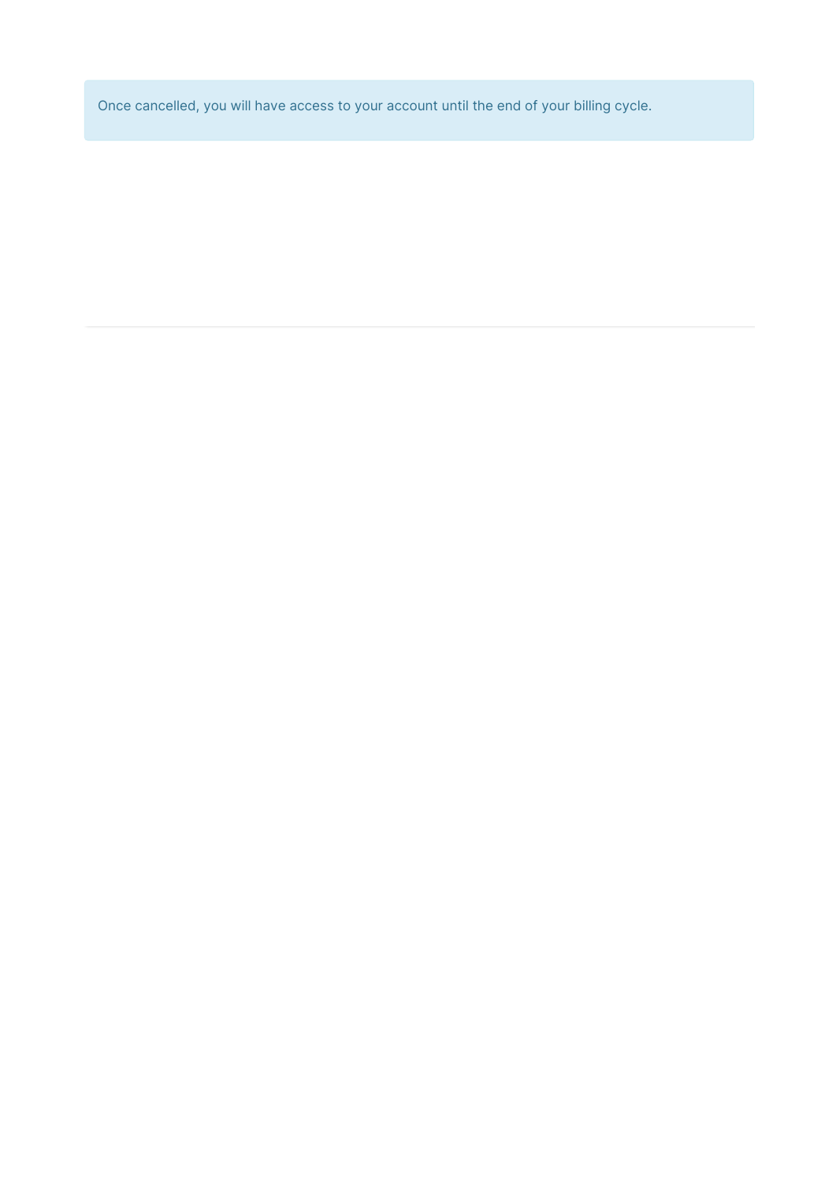Once cancelled, you will have access to your account until the end of your billing cycle.

---